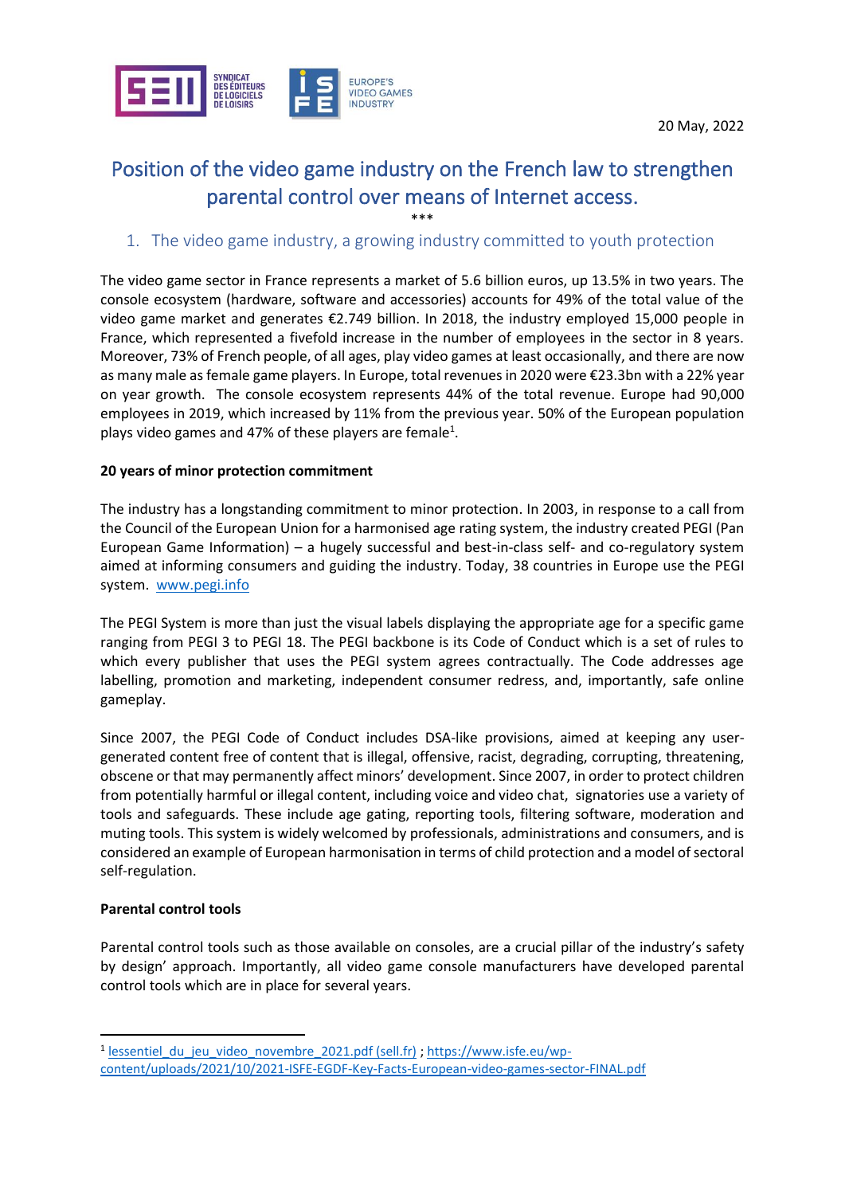20 May, 2022

# Position of the video game industry on the French law to strengthen parental control over means of Internet access.

***

## 1. The video game industry, a growing industry committed to youth protection

The video game sector in France represents a market of 5.6 billion euros, up 13.5% in two years. The console ecosystem (hardware, software and accessories) accounts for 49% of the total value of the video game market and generates €2.749 billion. In 2018, the industry employed 15,000 people in France, which represented a fivefold increase in the number of employees in the sector in 8 years. Moreover, 73% of French people, of all ages, play video games at least occasionally, and there are now as many male as female game players. In Europe, total revenues in 2020 were €23.3bn with a 22% year on year growth. The console ecosystem represents 44% of the total revenue. Europe had 90,000 employees in 2019, which increased by 11% from the previous year. 50% of the European population plays video games and 47% of these players are female[1].

**20 years of minor protection commitment**

The industry has a longstanding commitment to minor protection. In 2003, in response to a call from the Council of the European Union for a harmonised age rating system, the industry created PEGI (Pan European Game Information) – a hugely successful and best-in-class self- and co-regulatory system aimed at informing consumers and guiding the industry. Today, 38 countries in Europe use the PEGI system. www.pegi.info

The PEGI System is more than just the visual labels displaying the appropriate age for a specific game ranging from PEGI 3 to PEGI 18. The PEGI backbone is its Code of Conduct which is a set of rules to which every publisher that uses the PEGI system agrees contractually. The Code addresses age labelling, promotion and marketing, independent consumer redress, and, importantly, safe online gameplay.

Since 2007, the PEGI Code of Conduct includes DSA-like provisions, aimed at keeping any user-generated content free of content that is illegal, offensive, racist, degrading, corrupting, threatening, obscene or that may permanently affect minors' development. Since 2007, in order to protect children from potentially harmful or illegal content, including voice and video chat, signatories use a variety of tools and safeguards. These include age gating, reporting tools, filtering software, moderation and muting tools. This system is widely welcomed by professionals, administrations and consumers, and is considered an example of European harmonisation in terms of child protection and a model of sectoral self-regulation.

**Parental control tools**

Parental control tools such as those available on consoles, are a crucial pillar of the industry's safety by design' approach. Importantly, all video game console manufacturers have developed parental control tools which are in place for several years.

---

[1] lessentiel_du_jeu_video_novembre_2021.pdf (sell.fr) ; https://www.isfe.eu/wp-content/uploads/2021/10/2021-ISFE-EGDF-Key-Facts-European-video-games-sector-FINAL.pdf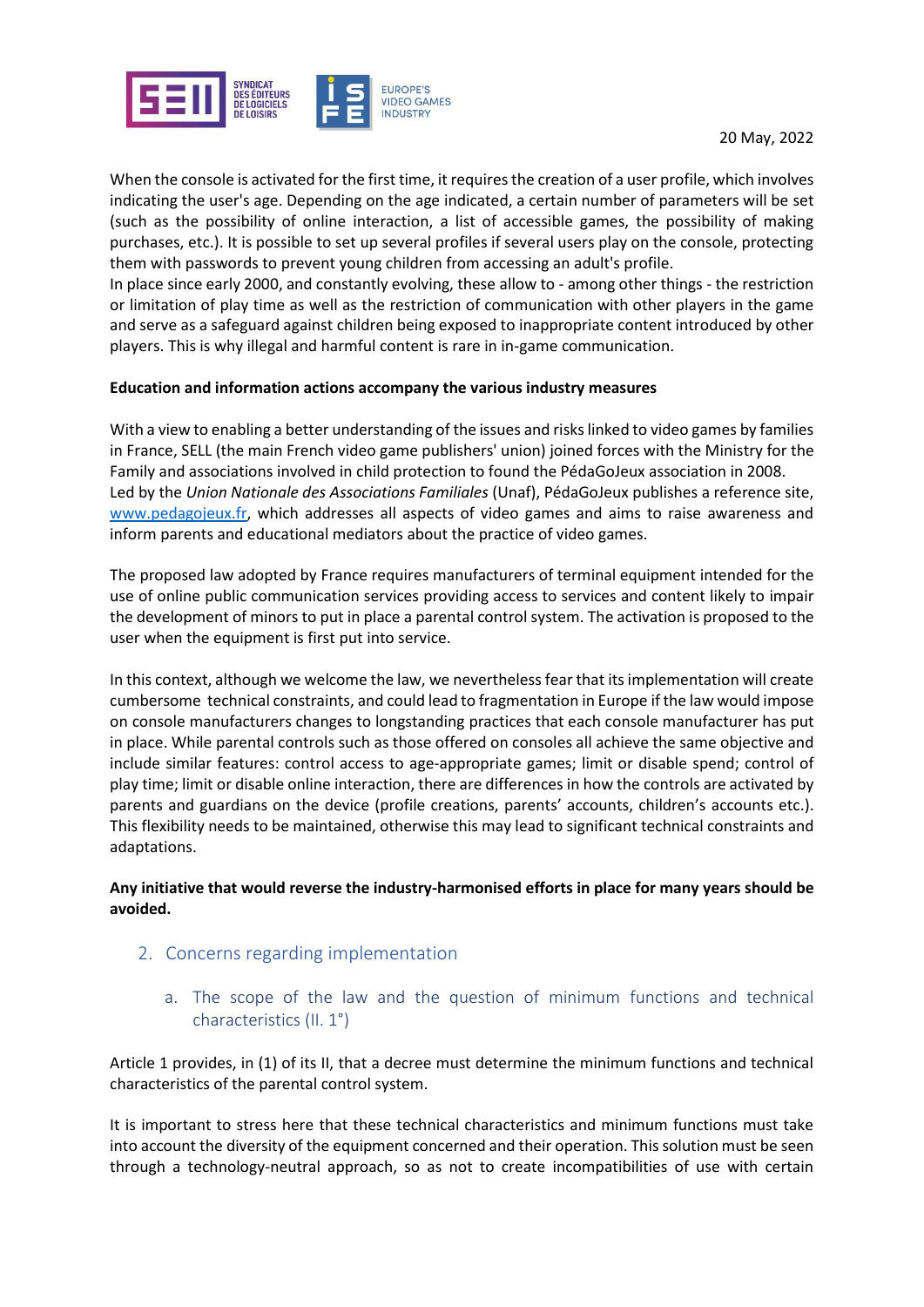When the console is activated for the first time, it requires the creation of a user profile, which involves indicating the user's age. Depending on the age indicated, a certain number of parameters will be set (such as the possibility of online interaction, a list of accessible games, the possibility of making purchases, etc.). It is possible to set up several profiles if several users play on the console, protecting them with passwords to prevent young children from accessing an adult's profile.
In place since early 2000, and constantly evolving, these allow to - among other things - the restriction or limitation of play time as well as the restriction of communication with other players in the game and serve as a safeguard against children being exposed to inappropriate content introduced by other players. This is why illegal and harmful content is rare in in-game communication.

**Education and information actions accompany the various industry measures**

With a view to enabling a better understanding of the issues and risks linked to video games by families in France, SELL (the main French video game publishers' union) joined forces with the Ministry for the Family and associations involved in child protection to found the PédaGoJeux association in 2008.
Led by the *Union Nationale des Associations Familiales* (Unaf), PédaGoJeux publishes a reference site, [www.pedagojeux.fr](http://www.pedagojeux.fr), which addresses all aspects of video games and aims to raise awareness and inform parents and educational mediators about the practice of video games.

The proposed law adopted by France requires manufacturers of terminal equipment intended for the use of online public communication services providing access to services and content likely to impair the development of minors to put in place a parental control system. The activation is proposed to the user when the equipment is first put into service.

In this context, although we welcome the law, we nevertheless fear that its implementation will create cumbersome technical constraints, and could lead to fragmentation in Europe if the law would impose on console manufacturers changes to longstanding practices that each console manufacturer has put in place. While parental controls such as those offered on consoles all achieve the same objective and include similar features: control access to age-appropriate games; limit or disable spend; control of play time; limit or disable online interaction, there are differences in how the controls are activated by parents and guardians on the device (profile creations, parents' accounts, children's accounts etc.). This flexibility needs to be maintained, otherwise this may lead to significant technical constraints and adaptations.

**Any initiative that would reverse the industry-harmonised efforts in place for many years should be avoided.**

## 2. Concerns regarding implementation

### a. The scope of the law and the question of minimum functions and technical characteristics (II. 1°)

Article 1 provides, in (1) of its II, that a decree must determine the minimum functions and technical characteristics of the parental control system.

It is important to stress here that these technical characteristics and minimum functions must take into account the diversity of the equipment concerned and their operation. This solution must be seen through a technology-neutral approach, so as not to create incompatibilities of use with certain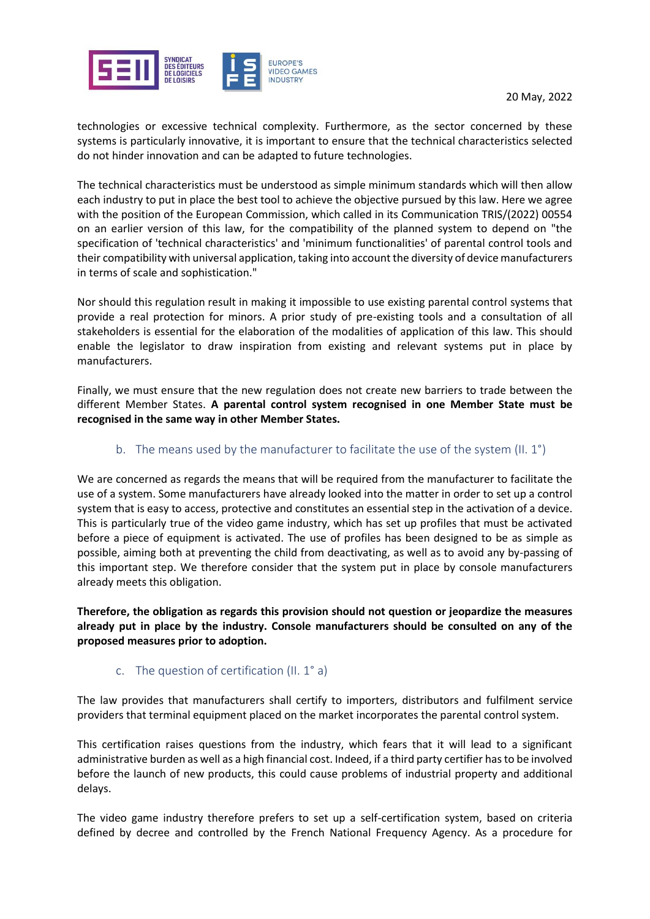technologies or excessive technical complexity. Furthermore, as the sector concerned by these systems is particularly innovative, it is important to ensure that the technical characteristics selected do not hinder innovation and can be adapted to future technologies.

The technical characteristics must be understood as simple minimum standards which will then allow each industry to put in place the best tool to achieve the objective pursued by this law. Here we agree with the position of the European Commission, which called in its Communication TRIS/(2022) 00554 on an earlier version of this law, for the compatibility of the planned system to depend on "the specification of 'technical characteristics' and 'minimum functionalities' of parental control tools and their compatibility with universal application, taking into account the diversity of device manufacturers in terms of scale and sophistication."

Nor should this regulation result in making it impossible to use existing parental control systems that provide a real protection for minors. A prior study of pre-existing tools and a consultation of all stakeholders is essential for the elaboration of the modalities of application of this law. This should enable the legislator to draw inspiration from existing and relevant systems put in place by manufacturers.

Finally, we must ensure that the new regulation does not create new barriers to trade between the different Member States. **A parental control system recognised in one Member State must be recognised in the same way in other Member States.**

### b. The means used by the manufacturer to facilitate the use of the system (II. 1°)

We are concerned as regards the means that will be required from the manufacturer to facilitate the use of a system. Some manufacturers have already looked into the matter in order to set up a control system that is easy to access, protective and constitutes an essential step in the activation of a device. This is particularly true of the video game industry, which has set up profiles that must be activated before a piece of equipment is activated. The use of profiles has been designed to be as simple as possible, aiming both at preventing the child from deactivating, as well as to avoid any by-passing of this important step. We therefore consider that the system put in place by console manufacturers already meets this obligation.

**Therefore, the obligation as regards this provision should not question or jeopardize the measures already put in place by the industry. Console manufacturers should be consulted on any of the proposed measures prior to adoption.**

### c. The question of certification (II. 1° a)

The law provides that manufacturers shall certify to importers, distributors and fulfilment service providers that terminal equipment placed on the market incorporates the parental control system.

This certification raises questions from the industry, which fears that it will lead to a significant administrative burden as well as a high financial cost. Indeed, if a third party certifier has to be involved before the launch of new products, this could cause problems of industrial property and additional delays.

The video game industry therefore prefers to set up a self-certification system, based on criteria defined by decree and controlled by the French National Frequency Agency. As a procedure for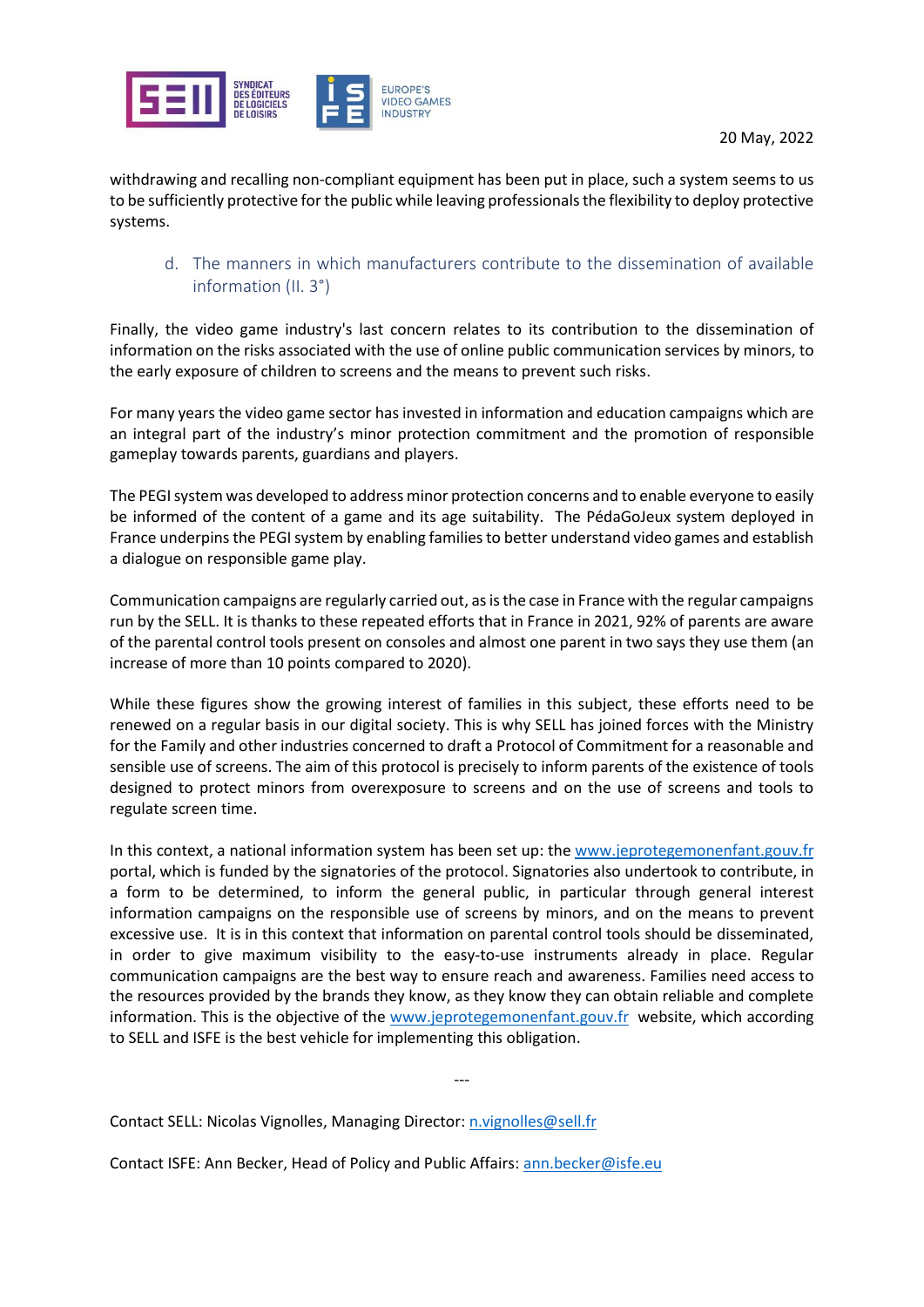withdrawing and recalling non-compliant equipment has been put in place, such a system seems to us to be sufficiently protective for the public while leaving professionals the flexibility to deploy protective systems.

### d. The manners in which manufacturers contribute to the dissemination of available information (II. 3°)

Finally, the video game industry's last concern relates to its contribution to the dissemination of information on the risks associated with the use of online public communication services by minors, to the early exposure of children to screens and the means to prevent such risks.

For many years the video game sector has invested in information and education campaigns which are an integral part of the industry's minor protection commitment and the promotion of responsible gameplay towards parents, guardians and players.

The PEGI system was developed to address minor protection concerns and to enable everyone to easily be informed of the content of a game and its age suitability. The PédaGoJeux system deployed in France underpins the PEGI system by enabling families to better understand video games and establish a dialogue on responsible game play.

Communication campaigns are regularly carried out, as is the case in France with the regular campaigns run by the SELL. It is thanks to these repeated efforts that in France in 2021, 92% of parents are aware of the parental control tools present on consoles and almost one parent in two says they use them (an increase of more than 10 points compared to 2020).

While these figures show the growing interest of families in this subject, these efforts need to be renewed on a regular basis in our digital society. This is why SELL has joined forces with the Ministry for the Family and other industries concerned to draft a Protocol of Commitment for a reasonable and sensible use of screens. The aim of this protocol is precisely to inform parents of the existence of tools designed to protect minors from overexposure to screens and on the use of screens and tools to regulate screen time.

In this context, a national information system has been set up: the www.jeprotegemonenfant.gouv.fr portal, which is funded by the signatories of the protocol. Signatories also undertook to contribute, in a form to be determined, to inform the general public, in particular through general interest information campaigns on the responsible use of screens by minors, and on the means to prevent excessive use. It is in this context that information on parental control tools should be disseminated, in order to give maximum visibility to the easy-to-use instruments already in place. Regular communication campaigns are the best way to ensure reach and awareness. Families need access to the resources provided by the brands they know, as they know they can obtain reliable and complete information. This is the objective of the www.jeprotegemonenfant.gouv.fr website, which according to SELL and ISFE is the best vehicle for implementing this obligation.

---

Contact SELL: Nicolas Vignolles, Managing Director: n.vignolles@sell.fr

Contact ISFE: Ann Becker, Head of Policy and Public Affairs: ann.becker@isfe.eu